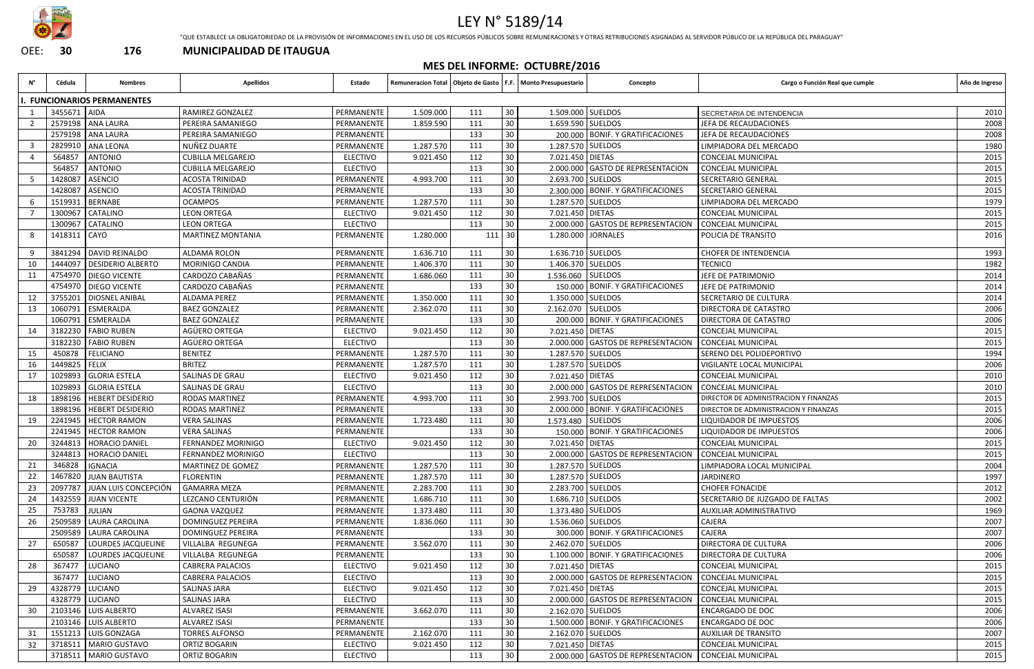# LEY N° 5189/14

"QUE ESTABLECE LA OBLIGATORIEDAD DE LA PROVISIÓN DE INFORMACIONES EN EL USO DE LOS RECURSOS PÚBLICOS SOBRE REMUNERACIONES Y OTRAS RETRIBUCIONES ASIGNADAS AL SERVIDOR PÚBLICO DE LA REPÚBLICA DEL PARAGUAY"

OEE: **30** **176** **MUNICIPALIDAD DE ITAUGUA**

## MES DEL INFORME: OCTUBRE/2016

| N° | Cédula | Nombres | Apellidos | Estado | Remuneracion Total | Objeto de Gasto | F.F. | Monto Presupuestario | Concepto | Cargo o Función Real que cumple | Año de Ingreso |
|---|---|---|---|---|---|---|---|---|---|---|---|
| **I. FUNCIONARIOS PERMANENTES** | | | | | | | | | | | |
| 1 | 3455671 | AIDA | RAMIREZ GONZALEZ | PERMANENTE | 1.509.000 | 111 | 30 | 1.509.000 | SUELDOS | SECRETARIA DE INTENDENCIA | 2010 |
| 2 | 2579198 | ANA LAURA | PEREIRA SAMANIEGO | PERMANENTE | 1.859.590 | 111 | 30 | 1.659.590 | SUELDOS | JEFA DE RECAUDACIONES | 2008 |
| | 2579198 | ANA LAURA | PEREIRA SAMANIEGO | PERMANENTE | | 133 | 30 | 200.000 | BONIF. Y GRATIFICACIONES | JEFA DE RECAUDACIONES | 2008 |
| 3 | 2829910 | ANA LEONA | NUÑEZ DUARTE | PERMANENTE | 1.287.570 | 111 | 30 | 1.287.570 | SUELDOS | LIMPIADORA DEL MERCADO | 1980 |
| 4 | 564857 | ANTONIO | CUBILLA MELGAREJO | ELECTIVO | 9.021.450 | 112 | 30 | 7.021.450 | DIETAS | CONCEJAL MUNICIPAL | 2015 |
| | 564857 | ANTONIO | CUBILLA MELGAREJO | ELECTIVO | | 113 | 30 | 2.000.000 | GASTO DE REPRESENTACION | CONCEJAL MUNICIPAL | 2015 |
| 5 | 1428087 | ASENCIO | ACOSTA TRINIDAD | PERMANENTE | 4.993.700 | 111 | 30 | 2.693.700 | SUELDOS | SECRETARIO GENERAL | 2015 |
| | 1428087 | ASENCIO | ACOSTA TRINIDAD | PERMANENTE | | 133 | 30 | 2.300.000 | BONIF. Y GRATIFICACIONES | SECRETARIO GENERAL | 2015 |
| 6 | 1519931 | BERNABE | OCAMPOS | PERMANENTE | 1.287.570 | 111 | 30 | 1.287.570 | SUELDOS | LIMPIADORA DEL MERCADO | 1979 |
| 7 | 1300967 | CATALINO | LEON ORTEGA | ELECTIVO | 9.021.450 | 112 | 30 | 7.021.450 | DIETAS | CONCEJAL MUNICIPAL | 2015 |
| | 1300967 | CATALINO | LEON ORTEGA | ELECTIVO | | 113 | 30 | 2.000.000 | GASTOS DE REPRESENTACION | CONCEJAL MUNICIPAL | 2015 |
| 8 | 1418311 | CAYO | MARTINEZ MONTANIA | PERMANENTE | 1.280.000 | 111 | 30 | 1.280.000 | JORNALES | POLICIA DE TRANSITO | 2016 |
| 9 | 3841294 | DAVID REINALDO | ALDAMA ROLON | PERMANENTE | 1.636.710 | 111 | 30 | 1.636.710 | SUELDOS | CHOFER DE INTENDENCIA | 1993 |
| 10 | 1444097 | DESIDERIO ALBERTO | MORINIGO CANDIA | PERMANENTE | 1.406.370 | 111 | 30 | 1.406.370 | SUELDOS | TECNICO | 1982 |
| 11 | 4754970 | DIEGO VICENTE | CARDOZO CABAÑAS | PERMANENTE | 1.686.060 | 111 | 30 | 1.536.060 | SUELDOS | JEFE DE PATRIMONIO | 2014 |
| | 4754970 | DIEGO VICENTE | CARDOZO CABAÑAS | PERMANENTE | | 133 | 30 | 150.000 | BONIF. Y GRATIFICACIONES | JEFE DE PATRIMONIO | 2014 |
| 12 | 3755201 | DIOSNEL ANIBAL | ALDAMA PEREZ | PERMANENTE | 1.350.000 | 111 | 30 | 1.350.000 | SUELDOS | SECRETARIO DE CULTURA | 2014 |
| 13 | 1060791 | ESMERALDA | BAEZ GONZALEZ | PERMANENTE | 2.362.070 | 111 | 30 | 2.162.070 | SUELDOS | DIRECTORA DE CATASTRO | 2006 |
| | 1060791 | ESMERALDA | BAEZ GONZALEZ | PERMANENTE | | 133 | 30 | 200.000 | BONIF. Y GRATIFICACIONES | DIRECTORA DE CATASTRO | 2006 |
| 14 | 3182230 | FABIO RUBEN | AGÜERO ORTEGA | ELECTIVO | 9.021.450 | 112 | 30 | 7.021.450 | DIETAS | CONCEJAL MUNICIPAL | 2015 |
| | 3182230 | FABIO RUBEN | AGÜERO ORTEGA | ELECTIVO | | 113 | 30 | 2.000.000 | GASTOS DE REPRESENTACION | CONCEJAL MUNICIPAL | 2015 |
| 15 | 450878 | FELICIANO | BENITEZ | PERMANENTE | 1.287.570 | 111 | 30 | 1.287.570 | SUELDOS | SERENO DEL POLIDEPORTIVO | 1994 |
| 16 | 1449825 | FELIX | BRITEZ | PERMANENTE | 1.287.570 | 111 | 30 | 1.287.570 | SUELDOS | VIGILANTE LOCAL MUNICIPAL | 2006 |
| 17 | 1029893 | GLORIA ESTELA | SALINAS DE GRAU | ELECTIVO | 9.021.450 | 112 | 30 | 7.021.450 | DIETAS | CONCEJAL MUNICIPAL | 2010 |
| | 1029893 | GLORIA ESTELA | SALINAS DE GRAU | ELECTIVO | | 113 | 30 | 2.000.000 | GASTOS DE REPRESENTACION | CONCEJAL MUNICIPAL | 2010 |
| 18 | 1898196 | HEBERT DESIDERIO | RODAS MARTINEZ | PERMANENTE | 4.993.700 | 111 | 30 | 2.993.700 | SUELDOS | DIRECTOR DE ADMINISTRACION Y FINANZAS | 2015 |
| | 1898196 | HEBERT DESIDERIO | RODAS MARTINEZ | PERMANENTE | | 133 | 30 | 2.000.000 | BONIF. Y GRATIFICACIONES | DIRECTOR DE ADMINISTRACION Y FINANZAS | 2015 |
| 19 | 2241945 | HECTOR RAMON | VERA SALINAS | PERMANENTE | 1.723.480 | 111 | 30 | 1.573.480 | SUELDOS | LIQUIDADOR DE IMPUESTOS | 2006 |
| | 2241945 | HECTOR RAMON | VERA SALINAS | PERMANENTE | | 133 | 30 | 150.000 | BONIF. Y GRATIFICACIONES | LIQUIDADOR DE IMPUESTOS | 2006 |
| 20 | 3244813 | HORACIO DANIEL | FERNANDEZ MORINIGO | ELECTIVO | 9.021.450 | 112 | 30 | 7.021.450 | DIETAS | CONCEJAL MUNICIPAL | 2015 |
| | 3244813 | HORACIO DANIEL | FERNANDEZ MORINIGO | ELECTIVO | | 113 | 30 | 2.000.000 | GASTOS DE REPRESENTACION | CONCEJAL MUNICIPAL | 2015 |
| 21 | 346828 | IGNACIA | MARTINEZ DE GOMEZ | PERMANENTE | 1.287.570 | 111 | 30 | 1.287.570 | SUELDOS | LIMPIADORA LOCAL MUNICIPAL | 2004 |
| 22 | 1467820 | JUAN BAUTISTA | FLORENTIN | PERMANENTE | 1.287.570 | 111 | 30 | 1.287.570 | SUELDOS | JARDINERO | 1997 |
| 23 | 2097787 | JUAN LUIS CONCEPCIÓN | GAMARRA MEZA | PERMANENTE | 2.283.700 | 111 | 30 | 2.283.700 | SUELDOS | CHOFER FONACIDE | 2012 |
| 24 | 1432559 | JUAN VICENTE | LEZCANO CENTURIÓN | PERMANENTE | 1.686.710 | 111 | 30 | 1.686.710 | SUELDOS | SECRETARIO DE JUZGADO DE FALTAS | 2002 |
| 25 | 753783 | JULIAN | GAONA VAZQUEZ | PERMANENTE | 1.373.480 | 111 | 30 | 1.373.480 | SUELDOS | AUXILIAR ADMINISTRATIVO | 1969 |
| 26 | 2509589 | LAURA CAROLINA | DOMINGUEZ PEREIRA | PERMANENTE | 1.836.060 | 111 | 30 | 1.536.060 | SUELDOS | CAJERA | 2007 |
| | 2509589 | LAURA CAROLINA | DOMINGUEZ PEREIRA | PERMANENTE | | 133 | 30 | 300.000 | BONIF. Y GRATIFICACIONES | CAJERA | 2007 |
| 27 | 650587 | LOURDES JACQUELINE | VILLALBA REGUNEGA | PERMANENTE | 3.562.070 | 111 | 30 | 2.462.070 | SUELDOS | DIRECTORA DE CULTURA | 2006 |
| | 650587 | LOURDES JACQUELINE | VILLALBA REGUNEGA | PERMANENTE | | 133 | 30 | 1.100.000 | BONIF. Y GRATIFICACIONES | DIRECTORA DE CULTURA | 2006 |
| 28 | 367477 | LUCIANO | CABRERA PALACIOS | ELECTIVO | 9.021.450 | 112 | 30 | 7.021.450 | DIETAS | CONCEJAL MUNICIPAL | 2015 |
| | 367477 | LUCIANO | CABRERA PALACIOS | ELECTIVO | | 113 | 30 | 2.000.000 | GASTOS DE REPRESENTACION | CONCEJAL MUNICIPAL | 2015 |
| 29 | 4328779 | LUCIANO | SALINAS JARA | ELECTIVO | 9.021.450 | 112 | 30 | 7.021.450 | DIETAS | CONCEJAL MUNICIPAL | 2015 |
| | 4328779 | LUCIANO | SALINAS JARA | ELECTIVO | | 113 | 30 | 2.000.000 | GASTOS DE REPRESENTACION | CONCEJAL MUNICIPAL | 2015 |
| 30 | 2103146 | LUIS ALBERTO | ALVAREZ ISASI | PERMANENTE | 3.662.070 | 111 | 30 | 2.162.070 | SUELDOS | ENCARGADO DE DOC | 2006 |
| | 2103146 | LUIS ALBERTO | ALVAREZ ISASI | PERMANENTE | | 133 | 30 | 1.500.000 | BONIF. Y GRATIFICACIONES | ENCARGADO DE DOC | 2006 |
| 31 | 1551213 | LUIS GONZAGA | TORRES ALFONSO | PERMANENTE | 2.162.070 | 111 | 30 | 2.162.070 | SUELDOS | AUXILIAR DE TRANSITO | 2007 |
| 32 | 3718511 | MARIO GUSTAVO | ORTIZ BOGARIN | ELECTIVO | 9.021.450 | 112 | 30 | 7.021.450 | DIETAS | CONCEJAL MUNICIPAL | 2015 |
| | 3718511 | MARIO GUSTAVO | ORTIZ BOGARIN | ELECTIVO | | 113 | 30 | 2.000.000 | GASTOS DE REPRESENTACION | CONCEJAL MUNICIPAL | 2015 |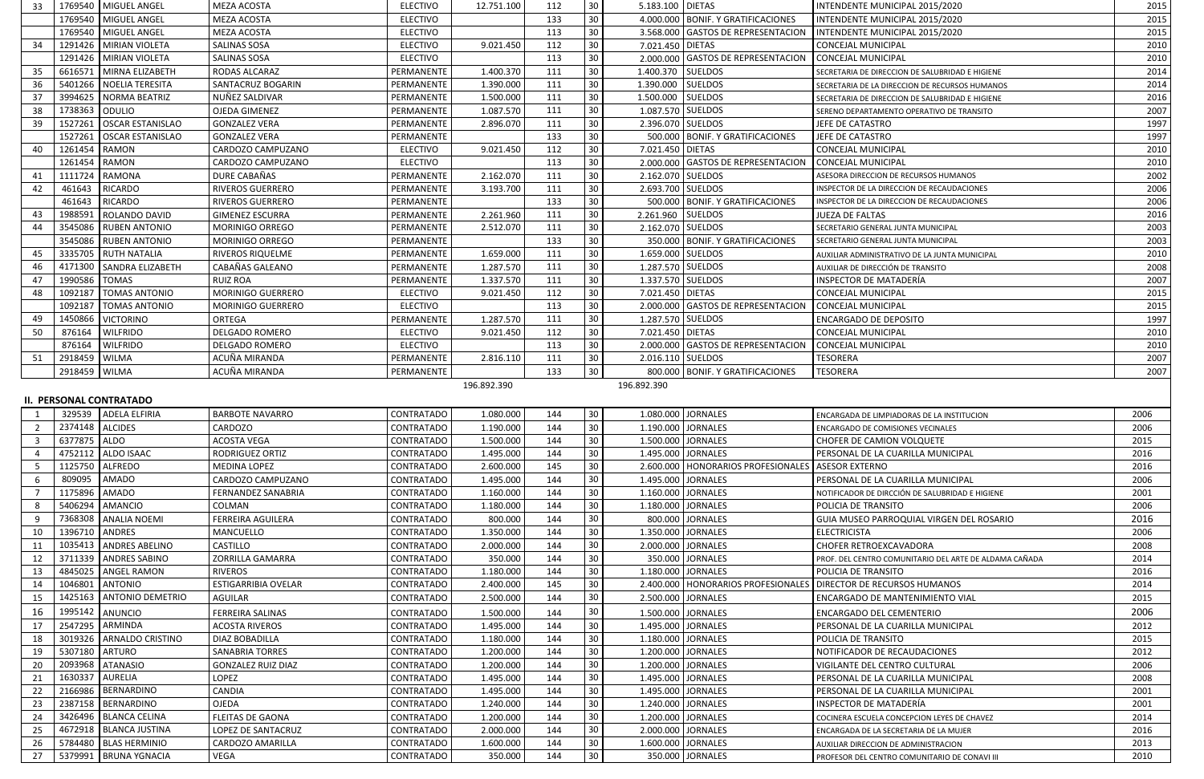| | | | | | | | | | | | |
|---|---|---|---|---|---|---|---|---|---|---|---|
| 33 | 1769540 | MIGUEL ANGEL | MEZA ACOSTA | ELECTIVO | 12.751.100 | 112 | 30 | 5.183.100 | DIETAS | INTENDENTE MUNICIPAL 2015/2020 | 2015 |
| | 1769540 | MIGUEL ANGEL | MEZA ACOSTA | ELECTIVO | | 133 | 30 | 4.000.000 | BONIF. Y GRATIFICACIONES | INTENDENTE MUNICIPAL 2015/2020 | 2015 |
| | 1769540 | MIGUEL ANGEL | MEZA ACOSTA | ELECTIVO | | 113 | 30 | 3.568.000 | GASTOS DE REPRESENTACION | INTENDENTE MUNICIPAL 2015/2020 | 2015 |
| 34 | 1291426 | MIRIAN VIOLETA | SALINAS SOSA | ELECTIVO | 9.021.450 | 112 | 30 | 7.021.450 | DIETAS | CONCEJAL MUNICIPAL | 2010 |
| | 1291426 | MIRIAN VIOLETA | SALINAS SOSA | ELECTIVO | | 113 | 30 | 2.000.000 | GASTOS DE REPRESENTACION | CONCEJAL MUNICIPAL | 2010 |
| 35 | 6616571 | MIRNA ELIZABETH | RODAS ALCARAZ | PERMANENTE | 1.400.370 | 111 | 30 | 1.400.370 | SUELDOS | SECRETARIA DE DIRECCION DE SALUBRIDAD E HIGIENE | 2014 |
| 36 | 5401266 | NOELIA TERESITA | SANTACRUZ BOGARIN | PERMANENTE | 1.390.000 | 111 | 30 | 1.390.000 | SUELDOS | SECRETARIA DE LA DIRECCION DE RECURSOS HUMANOS | 2014 |
| 37 | 3994625 | NORMA BEATRIZ | NUÑEZ SALDIVAR | PERMANENTE | 1.500.000 | 111 | 30 | 1.500.000 | SUELDOS | SECRETARIA DE DIRECCION DE SALUBRIDAD E HIGIENE | 2016 |
| 38 | 1738363 | ODULIO | OJEDA GIMENEZ | PERMANENTE | 1.087.570 | 111 | 30 | 1.087.570 | SUELDOS | SERENO DEPARTAMENTO OPERATIVO DE TRANSITO | 2007 |
| 39 | 1527261 | OSCAR ESTANISLAO | GONZALEZ VERA | PERMANENTE | 2.896.070 | 111 | 30 | 2.396.070 | SUELDOS | JEFE DE CATASTRO | 1997 |
| | 1527261 | OSCAR ESTANISLAO | GONZALEZ VERA | PERMANENTE | | 133 | 30 | 500.000 | BONIF. Y GRATIFICACIONES | JEFE DE CATASTRO | 1997 |
| 40 | 1261454 | RAMON | CARDOZO CAMPUZANO | ELECTIVO | 9.021.450 | 112 | 30 | 7.021.450 | DIETAS | CONCEJAL MUNICIPAL | 2010 |
| | 1261454 | RAMON | CARDOZO CAMPUZANO | ELECTIVO | | 113 | 30 | 2.000.000 | GASTOS DE REPRESENTACION | CONCEJAL MUNICIPAL | 2010 |
| 41 | 1111724 | RAMONA | DURE CABAÑAS | PERMANENTE | 2.162.070 | 111 | 30 | 2.162.070 | SUELDOS | ASESORA DIRECCION DE RECURSOS HUMANOS | 2002 |
| 42 | 461643 | RICARDO | RIVEROS GUERRERO | PERMANENTE | 3.193.700 | 111 | 30 | 2.693.700 | SUELDOS | INSPECTOR DE LA DIRECCION DE RECAUDACIONES | 2006 |
| | 461643 | RICARDO | RIVEROS GUERRERO | PERMANENTE | | 133 | 30 | 500.000 | BONIF. Y GRATIFICACIONES | INSPECTOR DE LA DIRECCION DE RECAUDACIONES | 2006 |
| 43 | 1988591 | ROLANDO DAVID | GIMENEZ ESCURRA | PERMANENTE | 2.261.960 | 111 | 30 | 2.261.960 | SUELDOS | JUEZA DE FALTAS | 2016 |
| 44 | 3545086 | RUBEN ANTONIO | MORINIGO ORREGO | PERMANENTE | 2.512.070 | 111 | 30 | 2.162.070 | SUELDOS | SECRETARIO GENERAL JUNTA MUNICIPAL | 2003 |
| | 3545086 | RUBEN ANTONIO | MORINIGO ORREGO | PERMANENTE | | 133 | 30 | 350.000 | BONIF. Y GRATIFICACIONES | SECRETARIO GENERAL JUNTA MUNICIPAL | 2003 |
| 45 | 3335705 | RUTH NATALIA | RIVEROS RIQUELME | PERMANENTE | 1.659.000 | 111 | 30 | 1.659.000 | SUELDOS | AUXILIAR ADMINISTRATIVO DE LA JUNTA MUNICIPAL | 2010 |
| 46 | 4171300 | SANDRA ELIZABETH | CABAÑAS GALEANO | PERMANENTE | 1.287.570 | 111 | 30 | 1.287.570 | SUELDOS | AUXILIAR DE DIRECCIÓN DE TRANSITO | 2008 |
| 47 | 1990586 | TOMAS | RUIZ ROA | PERMANENTE | 1.337.570 | 111 | 30 | 1.337.570 | SUELDOS | INSPECTOR DE MATADERÍA | 2007 |
| 48 | 1092187 | TOMAS ANTONIO | MORINIGO GUERRERO | ELECTIVO | 9.021.450 | 112 | 30 | 7.021.450 | DIETAS | CONCEJAL MUNICIPAL | 2015 |
| | 1092187 | TOMAS ANTONIO | MORINIGO GUERRERO | ELECTIVO | | 113 | 30 | 2.000.000 | GASTOS DE REPRESENTACION | CONCEJAL MUNICIPAL | 2015 |
| 49 | 1450866 | VICTORINO | ORTEGA | PERMANENTE | 1.287.570 | 111 | 30 | 1.287.570 | SUELDOS | ENCARGADO DE DEPOSITO | 1997 |
| 50 | 876164 | WILFRIDO | DELGADO ROMERO | ELECTIVO | 9.021.450 | 112 | 30 | 7.021.450 | DIETAS | CONCEJAL MUNICIPAL | 2010 |
| | 876164 | WILFRIDO | DELGADO ROMERO | ELECTIVO | | 113 | 30 | 2.000.000 | GASTOS DE REPRESENTACION | CONCEJAL MUNICIPAL | 2010 |
| 51 | 2918459 | WILMA | ACUÑA MIRANDA | PERMANENTE | 2.816.110 | 111 | 30 | 2.016.110 | SUELDOS | TESORERA | 2007 |
| | 2918459 | WILMA | ACUÑA MIRANDA | PERMANENTE | | 133 | 30 | 800.000 | BONIF. Y GRATIFICACIONES | TESORERA | 2007 |
| | | | | | 196.892.390 | | | 196.892.390 | | | |

## II. PERSONAL CONTRATADO

| | | | | | | | | | | | |
|---|---|---|---|---|---|---|---|---|---|---|---|
| 1 | 329539 | ADELA ELFIRIA | BARBOTE NAVARRO | CONTRATADO | 1.080.000 | 144 | 30 | 1.080.000 | JORNALES | ENCARGADA DE LIMPIADORAS DE LA INSTITUCION | 2006 |
| 2 | 2374148 | ALCIDES | CARDOZO | CONTRATADO | 1.190.000 | 144 | 30 | 1.190.000 | JORNALES | ENCARGADO DE COMISIONES VECINALES | 2006 |
| 3 | 6377875 | ALDO | ACOSTA VEGA | CONTRATADO | 1.500.000 | 144 | 30 | 1.500.000 | JORNALES | CHOFER DE CAMION VOLQUETE | 2015 |
| 4 | 4752112 | ALDO ISAAC | RODRIGUEZ ORTIZ | CONTRATADO | 1.495.000 | 144 | 30 | 1.495.000 | JORNALES | PERSONAL DE LA CUARILLA MUNICIPAL | 2016 |
| 5 | 1125750 | ALFREDO | MEDINA LOPEZ | CONTRATADO | 2.600.000 | 145 | 30 | 2.600.000 | HONORARIOS PROFESIONALES | ASESOR EXTERNO | 2016 |
| 6 | 809095 | AMADO | CARDOZO CAMPUZANO | CONTRATADO | 1.495.000 | 144 | 30 | 1.495.000 | JORNALES | PERSONAL DE LA CUARILLA MUNICIPAL | 2006 |
| 7 | 1175896 | AMADO | FERNANDEZ SANABRIA | CONTRATADO | 1.160.000 | 144 | 30 | 1.160.000 | JORNALES | NOTIFICADOR DE DIRCCIÓN DE SALUBRIDAD E HIGIENE | 2001 |
| 8 | 5406294 | AMANCIO | COLMAN | CONTRATADO | 1.180.000 | 144 | 30 | 1.180.000 | JORNALES | POLICIA DE TRANSITO | 2006 |
| 9 | 7368308 | ANALIA NOEMI | FERREIRA AGUILERA | CONTRATADO | 800.000 | 144 | 30 | 800.000 | JORNALES | GUIA MUSEO PARROQUIAL VIRGEN DEL ROSARIO | 2016 |
| 10 | 1396710 | ANDRES | MANCUELLO | CONTRATADO | 1.350.000 | 144 | 30 | 1.350.000 | JORNALES | ELECTRICISTA | 2006 |
| 11 | 1035413 | ANDRES ABELINO | CASTILLO | CONTRATADO | 2.000.000 | 144 | 30 | 2.000.000 | JORNALES | CHOFER RETROEXCAVADORA | 2008 |
| 12 | 3711339 | ANDRES SABINO | ZORRILLA GAMARRA | CONTRATADO | 350.000 | 144 | 30 | 350.000 | JORNALES | PROF. DEL CENTRO COMUNITARIO DEL ARTE DE ALDAMA CAÑADA | 2014 |
| 13 | 4845025 | ANGEL RAMON | RIVEROS | CONTRATADO | 1.180.000 | 144 | 30 | 1.180.000 | JORNALES | POLICIA DE TRANSITO | 2016 |
| 14 | 1046801 | ANTONIO | ESTIGARRIBIA OVELAR | CONTRATADO | 2.400.000 | 145 | 30 | 2.400.000 | HONORARIOS PROFESIONALES | DIRECTOR DE RECURSOS HUMANOS | 2014 |
| 15 | 1425163 | ANTONIO DEMETRIO | AGUILAR | CONTRATADO | 2.500.000 | 144 | 30 | 2.500.000 | JORNALES | ENCARGADO DE MANTENIMIENTO VIAL | 2015 |
| 16 | 1995142 | ANUNCIO | FERREIRA SALINAS | CONTRATADO | 1.500.000 | 144 | 30 | 1.500.000 | JORNALES | ENCARGADO DEL CEMENTERIO | 2006 |
| 17 | 2547295 | ARMINDA | ACOSTA RIVEROS | CONTRATADO | 1.495.000 | 144 | 30 | 1.495.000 | JORNALES | PERSONAL DE LA CUARILLA MUNICIPAL | 2012 |
| 18 | 3019326 | ARNALDO CRISTINO | DIAZ BOBADILLA | CONTRATADO | 1.180.000 | 144 | 30 | 1.180.000 | JORNALES | POLICIA DE TRANSITO | 2015 |
| 19 | 5307180 | ARTURO | SANABRIA TORRES | CONTRATADO | 1.200.000 | 144 | 30 | 1.200.000 | JORNALES | NOTIFICADOR DE RECAUDACIONES | 2012 |
| 20 | 2093968 | ATANASIO | GONZALEZ RUIZ DIAZ | CONTRATADO | 1.200.000 | 144 | 30 | 1.200.000 | JORNALES | VIGILANTE DEL CENTRO CULTURAL | 2006 |
| 21 | 1630337 | AURELIA | LOPEZ | CONTRATADO | 1.495.000 | 144 | 30 | 1.495.000 | JORNALES | PERSONAL DE LA CUARILLA MUNICIPAL | 2008 |
| 22 | 2166986 | BERNARDINO | CANDIA | CONTRATADO | 1.495.000 | 144 | 30 | 1.495.000 | JORNALES | PERSONAL DE LA CUARILLA MUNICIPAL | 2001 |
| 23 | 2387158 | BERNARDINO | OJEDA | CONTRATADO | 1.240.000 | 144 | 30 | 1.240.000 | JORNALES | INSPECTOR DE MATADERÍA | 2001 |
| 24 | 3426496 | BLANCA CELINA | FLEITAS DE GAONA | CONTRATADO | 1.200.000 | 144 | 30 | 1.200.000 | JORNALES | COCINERA ESCUELA CONCEPCION LEYES DE CHAVEZ | 2014 |
| 25 | 4672918 | BLANCA JUSTINA | LOPEZ DE SANTACRUZ | CONTRATADO | 2.000.000 | 144 | 30 | 2.000.000 | JORNALES | ENCARGADA DE LA SECRETARIA DE LA MUJER | 2016 |
| 26 | 5784480 | BLAS HERMINIO | CARDOZO AMARILLA | CONTRATADO | 1.600.000 | 144 | 30 | 1.600.000 | JORNALES | AUXILIAR DIRECCION DE ADMINISTRACION | 2013 |
| 27 | 5379991 | BRUNA YGNACIA | VEGA | CONTRATADO | 350.000 | 144 | 30 | 350.000 | JORNALES | PROFESOR DEL CENTRO COMUNITARIO DE CONAVI III | 2010 |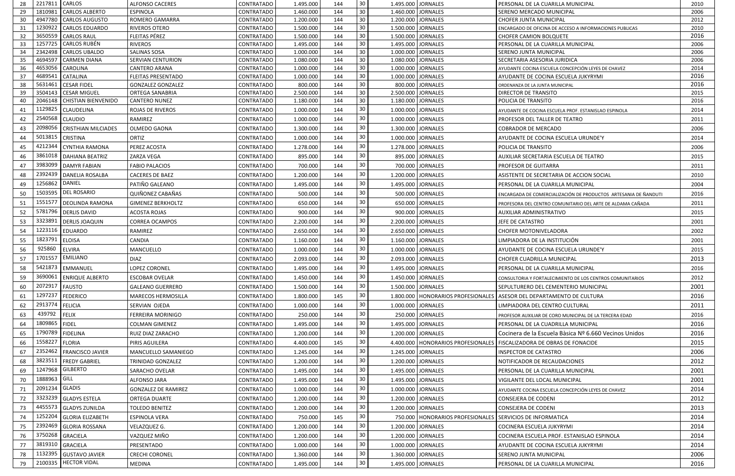| 28 | 2217811 | CARLOS | ALFONSO CACERES | CONTRATADO | 1.495.000 | 144 | 30 | 1.495.000 | JORNALES | PERSONAL DE LA CUARILLA MUNICIPAL | 2010 |
|---|---|---|---|---|---|---|---|---|---|---|---|
| 29 | 1810981 | CARLOS ALBERTO | ESPINOLA | CONTRATADO | 1.460.000 | 144 | 30 | 1.460.000 | JORNALES | SERENO MERCADO MUNICIPAL | 2006 |
| 30 | 4947780 | CARLOS AUGUSTO | ROMERO GAMARRA | CONTRATADO | 1.200.000 | 144 | 30 | 1.200.000 | JORNALES | CHOFER JUNTA MUNICIPAL | 2012 |
| 31 | 1230922 | CARLOS EDUARDO | RIVEROS OTERO | CONTRATADO | 1.500.000 | 144 | 30 | 1.500.000 | JORNALES | ENCARGADO DE OFICINA DE ACCESO A INFORMACIONES PUBLICAS | 2010 |
| 32 | 3650559 | CARLOS RAUL | FLEITAS PÉREZ | CONTRATADO | 1.500.000 | 144 | 30 | 1.500.000 | JORNALES | CHOFER CAMION BOLQUETE | 2016 |
| 33 | 1257725 | CARLOS RUBÉN | RIVEROS | CONTRATADO | 1.495.000 | 144 | 30 | 1.495.000 | JORNALES | PERSONAL DE LA CUARILLA MUNICIPAL | 2006 |
| 34 | 2342498 | CARLOS UBALDO | SALINAS SOSA | CONTRATADO | 1.000.000 | 144 | 30 | 1.000.000 | JORNALES | SERENO JUNTA MUNICIPAL | 2006 |
| 35 | 4694597 | CARMEN DIANA | SERVIAN CENTURION | CONTRATADO | 1.080.000 | 144 | 30 | 1.080.000 | JORNALES | SECRETARIA ASESORIA JURIDICA | 2006 |
| 36 | 4653056 | CAROLINA | CANTERO ARANA | CONTRATADO | 1.000.000 | 144 | 30 | 1.000.000 | JORNALES | AYUDANTE COCINA ESCUELA CONCEPCIÓN LEYES DE CHAVEZ | 2014 |
| 37 | 4689541 | CATALINA | FLEITAS PRESENTADO | CONTRATADO | 1.000.000 | 144 | 30 | 1.000.000 | JORNALES | AYUDANTE DE COCINA ESCUELA JUKYRYMI | 2016 |
| 38 | 5631461 | CESAR FIDEL | GONZALEZ GONZALEZ | CONTRATADO | 800.000 | 144 | 30 | 800.000 | JORNALES | ORDENANZA DE LA JUNTA MUNICIPAL | 2016 |
| 39 | 3504143 | CESAR MIGUEL | ORTEGA SANABRIA | CONTRATADO | 2.500.000 | 144 | 30 | 2.500.000 | JORNALES | DIRECTOR DE TRANSITO | 2015 |
| 40 | 2046148 | CHISTIAN BIENVENIDO | CANTERO NUNEZ | CONTRATADO | 1.180.000 | 144 | 30 | 1.180.000 | JORNALES | POLICIA DE TRANSITO | 2016 |
| 41 | 1129825 | CLAUDELINA | ROJAS DE RIVEROS | CONTRATADO | 1.000.000 | 144 | 30 | 1.000.000 | JORNALES | AYUDANTE DE COCINA ESCUELA PROF. ESTANISLAO ESPINOLA | 2014 |
| 42 | 2540568 | CLAUDIO | RAMIREZ | CONTRATADO | 1.000.000 | 144 | 30 | 1.000.000 | JORNALES | PROFESOR DEL TALLER DE TEATRO | 2011 |
| 43 | 2098056 | CRISTHIAN MILCIADES | OLMEDO GAONA | CONTRATADO | 1.300.000 | 144 | 30 | 1.300.000 | JORNALES | COBRADOR DE MERCADO | 2006 |
| 44 | 5013815 | CRISTINA | ORTIZ | CONTRATADO | 1.000.000 | 144 | 30 | 1.000.000 | JORNALES | AYUDANTE DE COCINA ESCUELA URUNDE'Y | 2014 |
| 45 | 4212344 | CYNTHIA RAMONA | PEREZ ACOSTA | CONTRATADO | 1.278.000 | 144 | 30 | 1.278.000 | JORNALES | POLICIA DE TRANSITO | 2006 |
| 46 | 3861018 | DAHIANA BEATRIZ | ZARZA VEGA | CONTRATADO | 895.000 | 144 | 30 | 895.000 | JORNALES | AUXILIAR SECRETARIA ESCUELA DE TEATRO | 2015 |
| 47 | 3983099 | DAMYR FABIAN | FABIO PALACIOS | CONTRATADO | 700.000 | 144 | 30 | 700.000 | JORNALES | PROFESOR DE GUITARRA | 2011 |
| 48 | 2392439 | DANELIA ROSALBA | CACERES DE BAEZ | CONTRATADO | 1.200.000 | 144 | 30 | 1.200.000 | JORNALES | ASISTENTE DE SECRETARIA DE ACCION SOCIAL | 2010 |
| 49 | 1256862 | DANIEL | PATIÑO GALEANO | CONTRATADO | 1.495.000 | 144 | 30 | 1.495.000 | JORNALES | PERSONAL DE LA CUARILLA MUNICIPAL | 2004 |
| 50 | 1503595 | DEL ROSARIO | QUIÑONEZ CABAÑAS | CONTRATADO | 500.000 | 144 | 30 | 500.000 | JORNALES | ENCARGADA DE COMERCIALIZACIÓN DE PRODUCTOS ARTESANIA DE ÑANDUTI | 2016 |
| 51 | 1551577 | DEOLINDA RAMONA | GIMENEZ BERKHOLTZ | CONTRATADO | 650.000 | 144 | 30 | 650.000 | JORNALES | PROFESORA DEL CENTRO COMUNITARIO DEL ARTE DE ALDAMA CAÑADA | 2011 |
| 52 | 5781796 | DERLIS DAVID | ACOSTA ROJAS | CONTRATADO | 900.000 | 144 | 30 | 900.000 | JORNALES | AUXILIAR ADMINISTRATIVO | 2015 |
| 53 | 3323891 | DERLIS JOAQUIN | CORREA OCAMPOS | CONTRATADO | 2.200.000 | 144 | 30 | 2.200.000 | JORNALES | JEFE DE CATASTRO | 2001 |
| 54 | 1223116 | EDUARDO | RAMIREZ | CONTRATADO | 2.650.000 | 144 | 30 | 2.650.000 | JORNALES | CHOFER MOTONIVELADORA | 2002 |
| 55 | 1823791 | ELOISA | CANDIA | CONTRATADO | 1.160.000 | 144 | 30 | 1.160.000 | JORNALES | LIMPIADORA DE LA INSTITUCIÓN | 2001 |
| 56 | 925860 | ELVIRA | MANCUELLO | CONTRATADO | 1.000.000 | 144 | 30 | 1.000.000 | JORNALES | AYUDANTE DE COCINA ESCUELA URUNDE'Y | 2015 |
| 57 | 1701557 | EMILIANO | DIAZ | CONTRATADO | 2.093.000 | 144 | 30 | 2.093.000 | JORNALES | CHOFER CUADRILLA MUNICIPAL | 2013 |
| 58 | 5421873 | EMMANUEL | LOPEZ CORONEL | CONTRATADO | 1.495.000 | 144 | 30 | 1.495.000 | JORNALES | PERSONAL DE LA CUARILLA MUNICIPAL | 2016 |
| 59 | 3690061 | ENRIQUE ALBERTO | ESCOBAR OVELAR | CONTRATADO | 1.450.000 | 144 | 30 | 1.450.000 | JORNALES | CONSULTORIA Y FORTALECIMIENTO DE LOS CENTROS COMUNITARIOS | 2012 |
| 60 | 2072917 | FAUSTO | GALEANO GUERRERO | CONTRATADO | 1.500.000 | 144 | 30 | 1.500.000 | JORNALES | SEPULTURERO DEL CEMENTERIO MUNICIPAL | 2001 |
| 61 | 1297237 | FEDERICO | MARECOS HERMOSILLA | CONTRATADO | 1.800.000 | 145 | 30 | 1.800.000 | HONORARIOS PROFESIONALES | ASESOR DEL DEPARTAMENTO DE CULTURA | 2016 |
| 62 | 2913774 | FELICIA | SERVIAN OJEDA | CONTRATADO | 1.000.000 | 144 | 30 | 1.000.000 | JORNALES | LIMPIADORA DEL CENTRO CULTURAL | 2011 |
| 63 | 439792 | FELIX | FERREIRA MORINIGO | CONTRATADO | 250.000 | 144 | 30 | 250.000 | JORNALES | PROFESOR AUXILIAR DE CORO MUNICIPAL DE LA TERCERA EDAD | 2016 |
| 64 | 1809865 | FIDEL | COLMAN GIMENEZ | CONTRATADO | 1.495.000 | 144 | 30 | 1.495.000 | JORNALES | PERSONAL DE LA CUADRILLA MUNICIPAL | 2016 |
| 65 | 1790789 | FIDELINA | RUIZ DIAZ ZARACHO | CONTRATADO | 1.200.000 | 144 | 30 | 1.200.000 | JORNALES | Cocinera de la Escuela Bàsica Nº 6.660 Vecinos Unidos | 2016 |
| 66 | 1558227 | FLORIA | PIRIS AGUILERA | CONTRATADO | 4.400.000 | 145 | 30 | 4.400.000 | HONORARIOS PROFESIONALES | FISCALIZADORA DE OBRAS DE FONACIDE | 2015 |
| 67 | 2352462 | FRANCISCO JAVIER | MANCUELLO SAMANIEGO | CONTRATADO | 1.245.000 | 144 | 30 | 1.245.000 | JORNALES | INSPECTOR DE CATASTRO | 2006 |
| 68 | 3823511 | FREDY GABRIEL | TRINIDAD GONZALEZ | CONTRATADO | 1.200.000 | 144 | 30 | 1.200.000 | JORNALES | NOTIFICADOR DE RECAUDACIONES | 2012 |
| 69 | 1247968 | GILBERTO | SARACHO OVELAR | CONTRATADO | 1.495.000 | 144 | 30 | 1.495.000 | JORNALES | PERSONAL DE LA CUARILLA MUNICIPAL | 2001 |
| 70 | 1888963 | GILL | ALFONSO JARA | CONTRATADO | 1.495.000 | 144 | 30 | 1.495.000 | JORNALES | VIGILANTE DEL LOCAL MUNICIPAL | 2001 |
| 71 | 2091234 | GLADIS | GONZALEZ DE RAMIREZ | CONTRATADO | 1.000.000 | 144 | 30 | 1.000.000 | JORNALES | AYUDANTE COCINA ESCUELA CONCEPCIÓN LEYES DE CHAVEZ | 2014 |
| 72 | 3323239 | GLADYS ESTELA | ORTEGA DUARTE | CONTRATADO | 1.200.000 | 144 | 30 | 1.200.000 | JORNALES | CONSEJERA DE CODENI | 2012 |
| 73 | 4455573 | GLADYS ZUNILDA | TOLEDO BENITEZ | CONTRATADO | 1.200.000 | 144 | 30 | 1.200.000 | JORNALES | CONSEJERA DE CODENI | 2013 |
| 74 | 1252204 | GLORIA ELIZABETH | ESPINOLA VERA | CONTRATADO | 750.000 | 145 | 30 | 750.000 | HONORARIOS PROFESIONALES | SERVICIOS DE INFORMATICA | 2014 |
| 75 | 2392469 | GLORIA ROSSANA | VELAZQUEZ G. | CONTRATADO | 1.200.000 | 144 | 30 | 1.200.000 | JORNALES | COCINERA ESCUELA JUKYRYMI | 2014 |
| 76 | 3750268 | GRACIELA | VAZQUEZ MIÑO | CONTRATADO | 1.200.000 | 144 | 30 | 1.200.000 | JORNALES | COCINERA ESCUELA PROF. ESTANISLAO ESPINOLA | 2014 |
| 77 | 3819310 | GRACIELA | PRESENTADO | CONTRATADO | 1.000.000 | 144 | 30 | 1.000.000 | JORNALES | AYUDANTE DE COCINA ESCUELA JUKYRYMI | 2014 |
| 78 | 1132395 | GUSTAVO JAVIER | CRECHI CORONEL | CONTRATADO | 1.360.000 | 144 | 30 | 1.360.000 | JORNALES | SERENO JUNTA MUNICIPAL | 2006 |
| 79 | 2100335 | HECTOR VIDAL | MEDINA | CONTRATADO | 1.495.000 | 144 | 30 | 1.495.000 | JORNALES | PERSONAL DE LA CUARILLA MUNICIPAL | 2016 |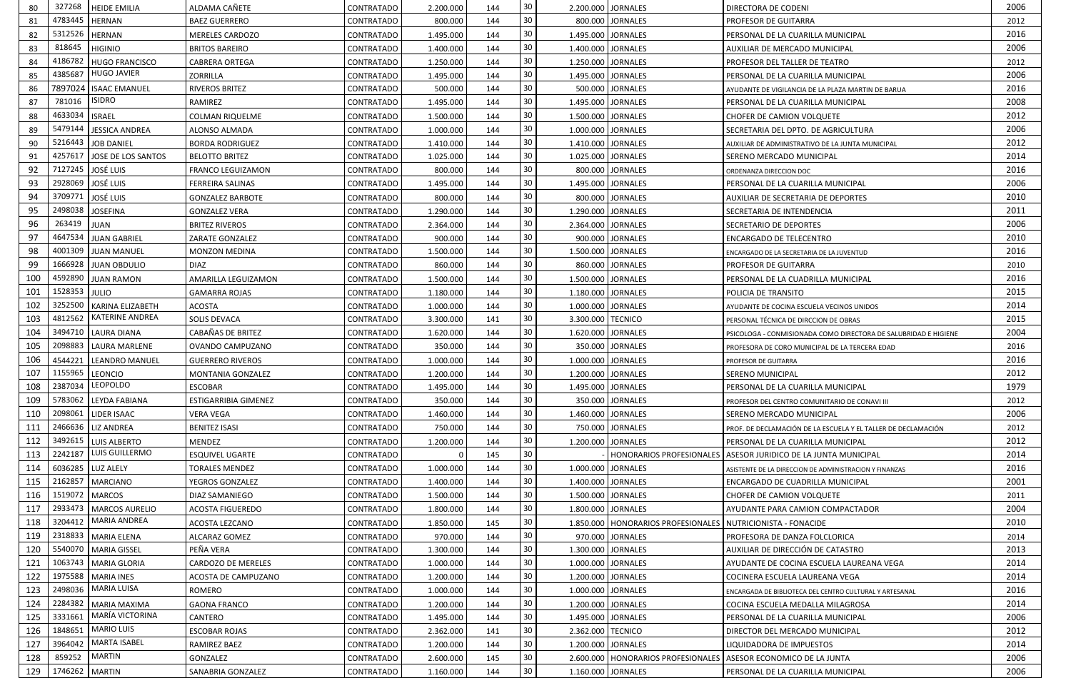| 80 | 327268 | HEIDE EMILIA | ALDAMA CAÑETE | CONTRATADO | 2.200.000 | 144 | 30 | 2.200.000 | JORNALES | DIRECTORA DE CODENI | 2006 |
|---|---|---|---|---|---|---|---|---|---|---|---|
| 81 | 4783445 | HERNAN | BAEZ GUERRERO | CONTRATADO | 800.000 | 144 | 30 | 800.000 | JORNALES | PROFESOR DE GUITARRA | 2012 |
| 82 | 5312526 | HERNAN | MERELES CARDOZO | CONTRATADO | 1.495.000 | 144 | 30 | 1.495.000 | JORNALES | PERSONAL DE LA CUARILLA MUNICIPAL | 2016 |
| 83 | 818645 | HIGINIO | BRITOS BAREIRO | CONTRATADO | 1.400.000 | 144 | 30 | 1.400.000 | JORNALES | AUXILIAR DE MERCADO MUNICIPAL | 2006 |
| 84 | 4186782 | HUGO FRANCISCO | CABRERA ORTEGA | CONTRATADO | 1.250.000 | 144 | 30 | 1.250.000 | JORNALES | PROFESOR DEL TALLER DE TEATRO | 2012 |
| 85 | 4385687 | HUGO JAVIER | ZORRILLA | CONTRATADO | 1.495.000 | 144 | 30 | 1.495.000 | JORNALES | PERSONAL DE LA CUARILLA MUNICIPAL | 2006 |
| 86 | 7897024 | ISAAC EMANUEL | RIVEROS BRITEZ | CONTRATADO | 500.000 | 144 | 30 | 500.000 | JORNALES | AYUDANTE DE VIGILANCIA DE LA PLAZA MARTIN DE BARUA | 2016 |
| 87 | 781016 | ISIDRO | RAMIREZ | CONTRATADO | 1.495.000 | 144 | 30 | 1.495.000 | JORNALES | PERSONAL DE LA CUARILLA MUNICIPAL | 2008 |
| 88 | 4633034 | ISRAEL | COLMAN RIQUELME | CONTRATADO | 1.500.000 | 144 | 30 | 1.500.000 | JORNALES | CHOFER DE CAMION VOLQUETE | 2012 |
| 89 | 5479144 | JESSICA ANDREA | ALONSO ALMADA | CONTRATADO | 1.000.000 | 144 | 30 | 1.000.000 | JORNALES | SECRETARIA DEL DPTO. DE AGRICULTURA | 2006 |
| 90 | 5216443 | JOB DANIEL | BORDA RODRIGUEZ | CONTRATADO | 1.410.000 | 144 | 30 | 1.410.000 | JORNALES | AUXILIAR DE ADMINISTRATIVO DE LA JUNTA MUNICIPAL | 2012 |
| 91 | 4257617 | JOSE DE LOS SANTOS | BELOTTO BRITEZ | CONTRATADO | 1.025.000 | 144 | 30 | 1.025.000 | JORNALES | SERENO MERCADO MUNICIPAL | 2014 |
| 92 | 7127245 | JOSÉ LUIS | FRANCO LEGUIZAMON | CONTRATADO | 800.000 | 144 | 30 | 800.000 | JORNALES | ORDENANZA DIRECCION DOC | 2016 |
| 93 | 2928069 | JOSÉ LUIS | FERREIRA SALINAS | CONTRATADO | 1.495.000 | 144 | 30 | 1.495.000 | JORNALES | PERSONAL DE LA CUARILLA MUNICIPAL | 2006 |
| 94 | 3709771 | JOSÉ LUIS | GONZALEZ BARBOTE | CONTRATADO | 800.000 | 144 | 30 | 800.000 | JORNALES | AUXILIAR DE SECRETARIA DE DEPORTES | 2010 |
| 95 | 2498038 | JOSEFINA | GONZALEZ VERA | CONTRATADO | 1.290.000 | 144 | 30 | 1.290.000 | JORNALES | SECRETARIA DE INTENDENCIA | 2011 |
| 96 | 263419 | JUAN | BRITEZ RIVEROS | CONTRATADO | 2.364.000 | 144 | 30 | 2.364.000 | JORNALES | SECRETARIO DE DEPORTES | 2006 |
| 97 | 4647534 | JUAN GABRIEL | ZARATE GONZALEZ | CONTRATADO | 900.000 | 144 | 30 | 900.000 | JORNALES | ENCARGADO DE TELECENTRO | 2010 |
| 98 | 4001309 | JUAN MANUEL | MONZON MEDINA | CONTRATADO | 1.500.000 | 144 | 30 | 1.500.000 | JORNALES | ENCARGADO DE LA SECRETARIA DE LA JUVENTUD | 2016 |
| 99 | 1666928 | JUAN OBDULIO | DIAZ | CONTRATADO | 860.000 | 144 | 30 | 860.000 | JORNALES | PROFESOR DE GUITARRA | 2010 |
| 100 | 4592890 | JUAN RAMON | AMARILLA LEGUIZAMON | CONTRATADO | 1.500.000 | 144 | 30 | 1.500.000 | JORNALES | PERSONAL DE LA CUADRILLA MUNICIPAL | 2016 |
| 101 | 1528353 | JULIO | GAMARRA ROJAS | CONTRATADO | 1.180.000 | 144 | 30 | 1.180.000 | JORNALES | POLICIA DE TRANSITO | 2015 |
| 102 | 3252500 | KARINA ELIZABETH | ACOSTA | CONTRATADO | 1.000.000 | 144 | 30 | 1.000.000 | JORNALES | AYUDANTE DE COCINA ESCUELA VECINOS UNIDOS | 2014 |
| 103 | 4812562 | KATERINE ANDREA | SOLIS DEVACA | CONTRATADO | 3.300.000 | 141 | 30 | 3.300.000 | TECNICO | PERSONAL TÉCNICA DE DIRCCION DE OBRAS | 2015 |
| 104 | 3494710 | LAURA DIANA | CABAÑAS DE BRITEZ | CONTRATADO | 1.620.000 | 144 | 30 | 1.620.000 | JORNALES | PSICOLOGA - COMISIONADA COMO DIRECTORA DE SALUBRIDAD E HIGIENE | 2004 |
| 105 | 2098883 | LAURA MARLENE | OVANDO CAMPUZANO | CONTRATADO | 350.000 | 144 | 30 | 350.000 | JORNALES | PROFESORA DE CORO MUNICIPAL DE LA TERCERA EDAD | 2016 |
| 106 | 4544221 | LEANDRO MANUEL | GUERRERO RIVEROS | CONTRATADO | 1.000.000 | 144 | 30 | 1.000.000 | JORNALES | PROFESOR DE GUITARRA | 2016 |
| 107 | 1155965 | LEONCIO | MONTANIA GONZALEZ | CONTRATADO | 1.200.000 | 144 | 30 | 1.200.000 | JORNALES | SERENO MUNICIPAL | 2012 |
| 108 | 2387034 | LEOPOLDO | ESCOBAR | CONTRATADO | 1.495.000 | 144 | 30 | 1.495.000 | JORNALES | PERSONAL DE LA CUARILLA MUNICIPAL | 1979 |
| 109 | 5783062 | LEYDA FABIANA | ESTIGARRIBIA GIMENEZ | CONTRATADO | 350.000 | 144 | 30 | 350.000 | JORNALES | PROFESOR DEL CENTRO COMUNITARIO DE CONAVI III | 2012 |
| 110 | 2098061 | LIDER ISAAC | VERA VEGA | CONTRATADO | 1.460.000 | 144 | 30 | 1.460.000 | JORNALES | SERENO MERCADO MUNICIPAL | 2006 |
| 111 | 2466636 | LIZ ANDREA | BENITEZ ISASI | CONTRATADO | 750.000 | 144 | 30 | 750.000 | JORNALES | PROF. DE DECLAMACIÓN DE LA ESCUELA Y EL TALLER DE DECLAMACIÓN | 2012 |
| 112 | 3492615 | LUIS ALBERTO | MENDEZ | CONTRATADO | 1.200.000 | 144 | 30 | 1.200.000 | JORNALES | PERSONAL DE LA CUARILLA MUNICIPAL | 2012 |
| 113 | 2242187 | LUIS GUILLERMO | ESQUIVEL UGARTE | CONTRATADO | 0 | 145 | 30 | - | HONORARIOS PROFESIONALES | ASESOR JURIDICO DE LA JUNTA MUNICIPAL | 2014 |
| 114 | 6036285 | LUZ ALELY | TORALES MENDEZ | CONTRATADO | 1.000.000 | 144 | 30 | 1.000.000 | JORNALES | ASISTENTE DE LA DIRECCION DE ADMINISTRACION Y FINANZAS | 2016 |
| 115 | 2162857 | MARCIANO | YEGROS GONZALEZ | CONTRATADO | 1.400.000 | 144 | 30 | 1.400.000 | JORNALES | ENCARGADO DE CUADRILLA MUNICIPAL | 2001 |
| 116 | 1519072 | MARCOS | DIAZ SAMANIEGO | CONTRATADO | 1.500.000 | 144 | 30 | 1.500.000 | JORNALES | CHOFER DE CAMION VOLQUETE | 2011 |
| 117 | 2933473 | MARCOS AURELIO | ACOSTA FIGUEREDO | CONTRATADO | 1.800.000 | 144 | 30 | 1.800.000 | JORNALES | AYUDANTE PARA CAMION COMPACTADOR | 2004 |
| 118 | 3204412 | MARIA ANDREA | ACOSTA LEZCANO | CONTRATADO | 1.850.000 | 145 | 30 | 1.850.000 | HONORARIOS PROFESIONALES | NUTRICIONISTA - FONACIDE | 2010 |
| 119 | 2318833 | MARIA ELENA | ALCARAZ GOMEZ | CONTRATADO | 970.000 | 144 | 30 | 970.000 | JORNALES | PROFESORA DE DANZA FOLCLORICA | 2014 |
| 120 | 5540070 | MARIA GISSEL | PEÑA VERA | CONTRATADO | 1.300.000 | 144 | 30 | 1.300.000 | JORNALES | AUXILIAR DE DIRECCIÓN DE CATASTRO | 2013 |
| 121 | 1063743 | MARIA GLORIA | CARDOZO DE MERELES | CONTRATADO | 1.000.000 | 144 | 30 | 1.000.000 | JORNALES | AYUDANTE DE COCINA ESCUELA LAUREANA VEGA | 2014 |
| 122 | 1975588 | MARIA INES | ACOSTA DE CAMPUZANO | CONTRATADO | 1.200.000 | 144 | 30 | 1.200.000 | JORNALES | COCINERA ESCUELA LAUREANA VEGA | 2014 |
| 123 | 2498036 | MARIA LUISA | ROMERO | CONTRATADO | 1.000.000 | 144 | 30 | 1.000.000 | JORNALES | ENCARGADA DE BIBLIOTECA DEL CENTRO CULTURAL Y ARTESANAL | 2016 |
| 124 | 2284382 | MARIA MAXIMA | GAONA FRANCO | CONTRATADO | 1.200.000 | 144 | 30 | 1.200.000 | JORNALES | COCINA ESCUELA MEDALLA MILAGROSA | 2014 |
| 125 | 3331661 | MARÍA VICTORINA | CANTERO | CONTRATADO | 1.495.000 | 144 | 30 | 1.495.000 | JORNALES | PERSONAL DE LA CUARILLA MUNICIPAL | 2006 |
| 126 | 1848651 | MARIO LUIS | ESCOBAR ROJAS | CONTRATADO | 2.362.000 | 141 | 30 | 2.362.000 | TECNICO | DIRECTOR DEL MERCADO MUNICIPAL | 2012 |
| 127 | 3964042 | MARTA ISABEL | RAMIREZ BAEZ | CONTRATADO | 1.200.000 | 144 | 30 | 1.200.000 | JORNALES | LIQUIDADORA DE IMPUESTOS | 2014 |
| 128 | 859252 | MARTIN | GONZALEZ | CONTRATADO | 2.600.000 | 145 | 30 | 2.600.000 | HONORARIOS PROFESIONALES | ASESOR ECONOMICO DE LA JUNTA | 2006 |
| 129 | 1746262 | MARTIN | SANABRIA GONZALEZ | CONTRATADO | 1.160.000 | 144 | 30 | 1.160.000 | JORNALES | PERSONAL DE LA CUARILLA MUNICIPAL | 2006 |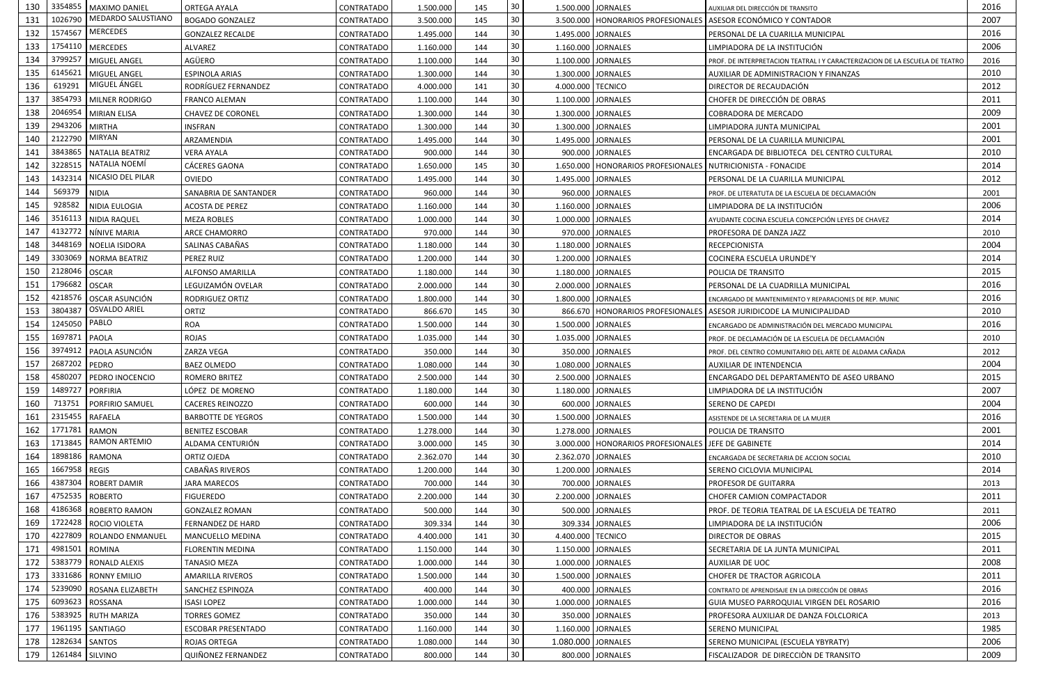| 130 | 3354855 | MAXIMO DANIEL | ORTEGA AYALA | CONTRATADO | 1.500.000 | 145 | 30 | 1.500.000 | JORNALES | AUXILIAR DEL DIRECCIÓN DE TRANSITO | 2016 |
|---|---|---|---|---|---|---|---|---|---|---|---|
| 131 | 1026790 | MEDARDO SALUSTIANO | BOGADO GONZALEZ | CONTRATADO | 3.500.000 | 145 | 30 | 3.500.000 | HONORARIOS PROFESIONALES | ASESOR ECONÓMICO Y CONTADOR | 2007 |
| 132 | 1574567 | MERCEDES | GONZALEZ RECALDE | CONTRATADO | 1.495.000 | 144 | 30 | 1.495.000 | JORNALES | PERSONAL DE LA CUARILLA MUNICIPAL | 2016 |
| 133 | 1754110 | MERCEDES | ALVAREZ | CONTRATADO | 1.160.000 | 144 | 30 | 1.160.000 | JORNALES | LIMPIADORA DE LA INSTITUCIÓN | 2006 |
| 134 | 3799257 | MIGUEL ANGEL | AGÜERO | CONTRATADO | 1.100.000 | 144 | 30 | 1.100.000 | JORNALES | PROF. DE INTERPRETACION TEATRAL I Y CARACTERIZACION DE LA ESCUELA DE TEATRO | 2016 |
| 135 | 6145621 | MIGUEL ANGEL | ESPINOLA ARIAS | CONTRATADO | 1.300.000 | 144 | 30 | 1.300.000 | JORNALES | AUXILIAR DE ADMINISTRACION Y FINANZAS | 2010 |
| 136 | 619291 | MIGUEL ÁNGEL | RODRÍGUEZ FERNANDEZ | CONTRATADO | 4.000.000 | 141 | 30 | 4.000.000 | TECNICO | DIRECTOR DE RECAUDACIÓN | 2012 |
| 137 | 3854793 | MILNER RODRIGO | FRANCO ALEMAN | CONTRATADO | 1.100.000 | 144 | 30 | 1.100.000 | JORNALES | CHOFER DE DIRECCIÓN DE OBRAS | 2011 |
| 138 | 2046954 | MIRIAN ELISA | CHAVEZ DE CORONEL | CONTRATADO | 1.300.000 | 144 | 30 | 1.300.000 | JORNALES | COBRADORA DE MERCADO | 2009 |
| 139 | 2943206 | MIRTHA | INSFRAN | CONTRATADO | 1.300.000 | 144 | 30 | 1.300.000 | JORNALES | LIMPIADORA JUNTA MUNICIPAL | 2001 |
| 140 | 2122790 | MIRYAN | ARZAMENDIA | CONTRATADO | 1.495.000 | 144 | 30 | 1.495.000 | JORNALES | PERSONAL DE LA CUARILLA MUNICIPAL | 2001 |
| 141 | 3843865 | NATALIA BEATRIZ | VERA AYALA | CONTRATADO | 900.000 | 144 | 30 | 900.000 | JORNALES | ENCARGADA DE BIBLIOTECA DEL CENTRO CULTURAL | 2010 |
| 142 | 3228515 | NATALIA NOEMÍ | CÁCERES GAONA | CONTRATADO | 1.650.000 | 145 | 30 | 1.650.000 | HONORARIOS PROFESIONALES | NUTRICIONISTA - FONACIDE | 2014 |
| 143 | 1432314 | NICASIO DEL PILAR | OVIEDO | CONTRATADO | 1.495.000 | 144 | 30 | 1.495.000 | JORNALES | PERSONAL DE LA CUARILLA MUNICIPAL | 2012 |
| 144 | 569379 | NIDIA | SANABRIA DE SANTANDER | CONTRATADO | 960.000 | 144 | 30 | 960.000 | JORNALES | PROF. DE LITERATUTA DE LA ESCUELA DE DECLAMACIÓN | 2001 |
| 145 | 928582 | NIDIA EULOGIA | ACOSTA DE PEREZ | CONTRATADO | 1.160.000 | 144 | 30 | 1.160.000 | JORNALES | LIMPIADORA DE LA INSTITUCIÓN | 2006 |
| 146 | 3516113 | NIDIA RAQUEL | MEZA ROBLES | CONTRATADO | 1.000.000 | 144 | 30 | 1.000.000 | JORNALES | AYUDANTE COCINA ESCUELA CONCEPCIÓN LEYES DE CHAVEZ | 2014 |
| 147 | 4132772 | NÍNIVE MARIA | ARCE CHAMORRO | CONTRATADO | 970.000 | 144 | 30 | 970.000 | JORNALES | PROFESORA DE DANZA JAZZ | 2010 |
| 148 | 3448169 | NOELIA ISIDORA | SALINAS CABAÑAS | CONTRATADO | 1.180.000 | 144 | 30 | 1.180.000 | JORNALES | RECEPCIONISTA | 2004 |
| 149 | 3303069 | NORMA BEATRIZ | PEREZ RUIZ | CONTRATADO | 1.200.000 | 144 | 30 | 1.200.000 | JORNALES | COCINERA ESCUELA URUNDE'Y | 2014 |
| 150 | 2128046 | OSCAR | ALFONSO AMARILLA | CONTRATADO | 1.180.000 | 144 | 30 | 1.180.000 | JORNALES | POLICIA DE TRANSITO | 2015 |
| 151 | 1796682 | OSCAR | LEGUIZAMÓN OVELAR | CONTRATADO | 2.000.000 | 144 | 30 | 2.000.000 | JORNALES | PERSONAL DE LA CUADRILLA MUNICIPAL | 2016 |
| 152 | 4218576 | OSCAR ASUNCIÓN | RODRIGUEZ ORTIZ | CONTRATADO | 1.800.000 | 144 | 30 | 1.800.000 | JORNALES | ENCARGADO DE MANTENIMIENTO Y REPARACIONES DE REP. MUNIC | 2016 |
| 153 | 3804387 | OSVALDO ARIEL | ORTIZ | CONTRATADO | 866.670 | 145 | 30 | 866.670 | HONORARIOS PROFESIONALES | ASESOR JURIDICODE LA MUNICIPALIDAD | 2010 |
| 154 | 1245050 | PABLO | ROA | CONTRATADO | 1.500.000 | 144 | 30 | 1.500.000 | JORNALES | ENCARGADO DE ADMINISTRACIÓN DEL MERCADO MUNICIPAL | 2016 |
| 155 | 1697871 | PAOLA | ROJAS | CONTRATADO | 1.035.000 | 144 | 30 | 1.035.000 | JORNALES | PROF. DE DECLAMACIÓN DE LA ESCUELA DE DECLAMACIÓN | 2010 |
| 156 | 3974912 | PAOLA ASUNCIÓN | ZARZA VEGA | CONTRATADO | 350.000 | 144 | 30 | 350.000 | JORNALES | PROF. DEL CENTRO COMUNITARIO DEL ARTE DE ALDAMA CAÑADA | 2012 |
| 157 | 2687202 | PEDRO | BAEZ OLMEDO | CONTRATADO | 1.080.000 | 144 | 30 | 1.080.000 | JORNALES | AUXILIAR DE INTENDENCIA | 2004 |
| 158 | 4580207 | PEDRO INOCENCIO | ROMERO BRITEZ | CONTRATADO | 2.500.000 | 144 | 30 | 2.500.000 | JORNALES | ENCARGADO DEL DEPARTAMENTO DE ASEO URBANO | 2015 |
| 159 | 1489727 | PORFIRIA | LÓPEZ DE MORENO | CONTRATADO | 1.180.000 | 144 | 30 | 1.180.000 | JORNALES | LIMPIADORA DE LA INSTITUCIÓN | 2007 |
| 160 | 713751 | PORFIRIO SAMUEL | CACERES REINOZZO | CONTRATADO | 600.000 | 144 | 30 | 600.000 | JORNALES | SERENO DE CAPEDI | 2004 |
| 161 | 2315455 | RAFAELA | BARBOTTE DE YEGROS | CONTRATADO | 1.500.000 | 144 | 30 | 1.500.000 | JORNALES | ASISTENDE DE LA SECRETARIA DE LA MUJER | 2016 |
| 162 | 1771781 | RAMON | BENITEZ ESCOBAR | CONTRATADO | 1.278.000 | 144 | 30 | 1.278.000 | JORNALES | POLICIA DE TRANSITO | 2001 |
| 163 | 1713845 | RAMON ARTEMIO | ALDAMA CENTURIÓN | CONTRATADO | 3.000.000 | 145 | 30 | 3.000.000 | HONORARIOS PROFESIONALES | JEFE DE GABINETE | 2014 |
| 164 | 1898186 | RAMONA | ORTIZ OJEDA | CONTRATADO | 2.362.070 | 144 | 30 | 2.362.070 | JORNALES | ENCARGADA DE SECRETARIA DE ACCION SOCIAL | 2010 |
| 165 | 1667958 | REGIS | CABAÑAS RIVEROS | CONTRATADO | 1.200.000 | 144 | 30 | 1.200.000 | JORNALES | SERENO CICLOVIA MUNICIPAL | 2014 |
| 166 | 4387304 | ROBERT DAMIR | JARA MARECOS | CONTRATADO | 700.000 | 144 | 30 | 700.000 | JORNALES | PROFESOR DE GUITARRA | 2013 |
| 167 | 4752535 | ROBERTO | FIGUEREDO | CONTRATADO | 2.200.000 | 144 | 30 | 2.200.000 | JORNALES | CHOFER CAMION COMPACTADOR | 2011 |
| 168 | 4186368 | ROBERTO RAMON | GONZALEZ ROMAN | CONTRATADO | 500.000 | 144 | 30 | 500.000 | JORNALES | PROF. DE TEORIA TEATRAL DE LA ESCUELA DE TEATRO | 2011 |
| 169 | 1722428 | ROCIO VIOLETA | FERNANDEZ DE HARD | CONTRATADO | 309.334 | 144 | 30 | 309.334 | JORNALES | LIMPIADORA DE LA INSTITUCIÓN | 2006 |
| 170 | 4227809 | ROLANDO ENMANUEL | MANCUELLO MEDINA | CONTRATADO | 4.400.000 | 141 | 30 | 4.400.000 | TECNICO | DIRECTOR DE OBRAS | 2015 |
| 171 | 4981501 | ROMINA | FLORENTIN MEDINA | CONTRATADO | 1.150.000 | 144 | 30 | 1.150.000 | JORNALES | SECRETARIA DE LA JUNTA MUNICIPAL | 2011 |
| 172 | 5383779 | RONALD ALEXIS | TANASIO MEZA | CONTRATADO | 1.000.000 | 144 | 30 | 1.000.000 | JORNALES | AUXILIAR DE UOC | 2008 |
| 173 | 3331686 | RONNY EMILIO | AMARILLA RIVEROS | CONTRATADO | 1.500.000 | 144 | 30 | 1.500.000 | JORNALES | CHOFER DE TRACTOR AGRICOLA | 2011 |
| 174 | 5239090 | ROSANA ELIZABETH | SANCHEZ ESPINOZA | CONTRATADO | 400.000 | 144 | 30 | 400.000 | JORNALES | CONTRATO DE APRENDISAJE EN LA DIRECCIÓN DE OBRAS | 2016 |
| 175 | 6093623 | ROSSANA | ISASI LOPEZ | CONTRATADO | 1.000.000 | 144 | 30 | 1.000.000 | JORNALES | GUIA MUSEO PARROQUIAL VIRGEN DEL ROSARIO | 2016 |
| 176 | 5383925 | RUTH MARIZA | TORRES GOMEZ | CONTRATADO | 350.000 | 144 | 30 | 350.000 | JORNALES | PROFESORA AUXILIAR DE DANZA FOLCLORICA | 2013 |
| 177 | 1961195 | SANTIAGO | ESCOBAR PRESENTADO | CONTRATADO | 1.160.000 | 144 | 30 | 1.160.000 | JORNALES | SERENO MUNICIPAL | 1985 |
| 178 | 1282634 | SANTOS | ROJAS ORTEGA | CONTRATADO | 1.080.000 | 144 | 30 | 1.080.000 | JORNALES | SERENO MUNICIPAL (ESCUELA YBYRATY) | 2006 |
| 179 | 1261484 | SILVINO | QUIÑONEZ FERNANDEZ | CONTRATADO | 800.000 | 144 | 30 | 800.000 | JORNALES | FISCALIZADOR DE DIRECCIÒN DE TRANSITO | 2009 |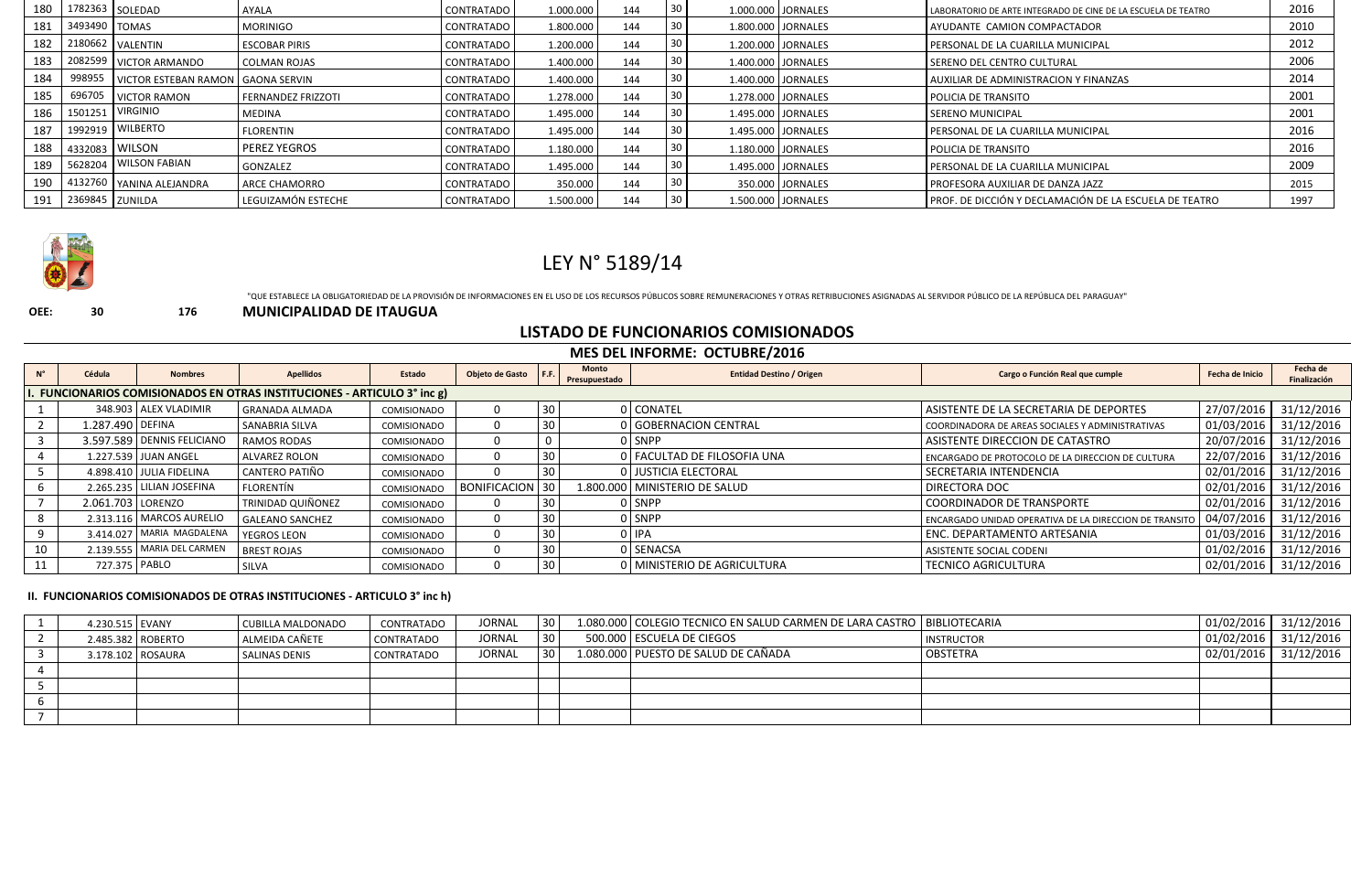| | | | | | | | | | | | |
|---|---|---|---|---|---|---|---|---|---|---|---|
| 180 | 1782363 | SOLEDAD | AYALA | CONTRATADO | 1.000.000 | 144 | 30 | 1.000.000 | JORNALES | LABORATORIO DE ARTE INTEGRADO DE CINE DE LA ESCUELA DE TEATRO | 2016 |
| 181 | 3493490 | TOMAS | MORINIGO | CONTRATADO | 1.800.000 | 144 | 30 | 1.800.000 | JORNALES | AYUDANTE CAMION COMPACTADOR | 2010 |
| 182 | 2180662 | VALENTIN | ESCOBAR PIRIS | CONTRATADO | 1.200.000 | 144 | 30 | 1.200.000 | JORNALES | PERSONAL DE LA CUARILLA MUNICIPAL | 2012 |
| 183 | 2082599 | VICTOR ARMANDO | COLMAN ROJAS | CONTRATADO | 1.400.000 | 144 | 30 | 1.400.000 | JORNALES | SERENO DEL CENTRO CULTURAL | 2006 |
| 184 | 998955 | VICTOR ESTEBAN RAMON | GAONA SERVIN | CONTRATADO | 1.400.000 | 144 | 30 | 1.400.000 | JORNALES | AUXILIAR DE ADMINISTRACION Y FINANZAS | 2014 |
| 185 | 696705 | VICTOR RAMON | FERNANDEZ FRIZZOTI | CONTRATADO | 1.278.000 | 144 | 30 | 1.278.000 | JORNALES | POLICIA DE TRANSITO | 2001 |
| 186 | 1501251 | VIRGINIO | MEDINA | CONTRATADO | 1.495.000 | 144 | 30 | 1.495.000 | JORNALES | SERENO MUNICIPAL | 2001 |
| 187 | 1992919 | WILBERTO | FLORENTIN | CONTRATADO | 1.495.000 | 144 | 30 | 1.495.000 | JORNALES | PERSONAL DE LA CUARILLA MUNICIPAL | 2016 |
| 188 | 4332083 | WILSON | PEREZ YEGROS | CONTRATADO | 1.180.000 | 144 | 30 | 1.180.000 | JORNALES | POLICIA DE TRANSITO | 2016 |
| 189 | 5628204 | WILSON FABIAN | GONZALEZ | CONTRATADO | 1.495.000 | 144 | 30 | 1.495.000 | JORNALES | PERSONAL DE LA CUARILLA MUNICIPAL | 2009 |
| 190 | 4132760 | YANINA ALEJANDRA | ARCE CHAMORRO | CONTRATADO | 350.000 | 144 | 30 | 350.000 | JORNALES | PROFESORA AUXILIAR DE DANZA JAZZ | 2015 |
| 191 | 2369845 | ZUNILDA | LEGUIZAMÓN ESTECHE | CONTRATADO | 1.500.000 | 144 | 30 | 1.500.000 | JORNALES | PROF. DE DICCIÓN Y DECLAMACIÓN DE LA ESCUELA DE TEATRO | 1997 |

# LEY N° 5189/14

"QUE ESTABLECE LA OBLIGATORIEDAD DE LA PROVISIÓN DE INFORMACIONES EN EL USO DE LOS RECURSOS PÚBLICOS SOBRE REMUNERACIONES Y OTRAS RETRIBUCIONES ASIGNADAS AL SERVIDOR PÚBLICO DE LA REPÚBLICA DEL PARAGUAY"

**OEE: 30 176 MUNICIPALIDAD DE ITAUGUA**

## LISTADO DE FUNCIONARIOS COMISIONADOS

### MES DEL INFORME: OCTUBRE/2016

| N° | Cédula | Nombres | Apellidos | Estado | Objeto de Gasto | F.F. | Monto Presupuestado | Entidad Destino / Origen | Cargo o Función Real que cumple | Fecha de Inicio | Fecha de Finalización |
|---|---|---|---|---|---|---|---|---|---|---|---|
| **I. FUNCIONARIOS COMISIONADOS EN OTRAS INSTITUCIONES - ARTICULO 3° inc g)** | | | | | | | | | | | |
| 1 | 348.903 | ALEX VLADIMIR | GRANADA ALMADA | COMISIONADO | 0 | 30 | 0 | CONATEL | ASISTENTE DE LA SECRETARIA DE DEPORTES | 27/07/2016 | 31/12/2016 |
| 2 | 1.287.490 | DEFINA | SANABRIA SILVA | COMISIONADO | 0 | 30 | 0 | GOBERNACION CENTRAL | COORDINADORA DE AREAS SOCIALES Y ADMINISTRATIVAS | 01/03/2016 | 31/12/2016 |
| 3 | 3.597.589 | DENNIS FELICIANO | RAMOS RODAS | COMISIONADO | 0 | 0 | 0 | SNPP | ASISTENTE DIRECCION DE CATASTRO | 20/07/2016 | 31/12/2016 |
| 4 | 1.227.539 | JUAN ANGEL | ALVAREZ ROLON | COMISIONADO | 0 | 30 | 0 | FACULTAD DE FILOSOFIA UNA | ENCARGADO DE PROTOCOLO DE LA DIRECCION DE CULTURA | 22/07/2016 | 31/12/2016 |
| 5 | 4.898.410 | JULIA FIDELINA | CANTERO PATIÑO | COMISIONADO | 0 | 30 | 0 | JUSTICIA ELECTORAL | SECRETARIA INTENDENCIA | 02/01/2016 | 31/12/2016 |
| 6 | 2.265.235 | LILIAN JOSEFINA | FLORENTÍN | COMISIONADO | BONIFICACION | 30 | 1.800.000 | MINISTERIO DE SALUD | DIRECTORA DOC | 02/01/2016 | 31/12/2016 |
| 7 | 2.061.703 | LORENZO | TRINIDAD QUIÑONEZ | COMISIONADO | 0 | 30 | 0 | SNPP | COORDINADOR DE TRANSPORTE | 02/01/2016 | 31/12/2016 |
| 8 | 2.313.116 | MARCOS AURELIO | GALEANO SANCHEZ | COMISIONADO | 0 | 30 | 0 | SNPP | ENCARGADO UNIDAD OPERATIVA DE LA DIRECCION DE TRANSITO | 04/07/2016 | 31/12/2016 |
| 9 | 3.414.027 | MARIA MAGDALENA | YEGROS LEON | COMISIONADO | 0 | 30 | 0 | IPA | ENC. DEPARTAMENTO ARTESANIA | 01/03/2016 | 31/12/2016 |
| 10 | 2.139.555 | MARIA DEL CARMEN | BREST ROJAS | COMISIONADO | 0 | 30 | 0 | SENACSA | ASISTENTE SOCIAL CODENI | 01/02/2016 | 31/12/2016 |
| 11 | 727.375 | PABLO | SILVA | COMISIONADO | 0 | 30 | 0 | MINISTERIO DE AGRICULTURA | TECNICO AGRICULTURA | 02/01/2016 | 31/12/2016 |

**II. FUNCIONARIOS COMISIONADOS DE OTRAS INSTITUCIONES - ARTICULO 3° inc h)**

| | | | | | | | | | | | |
|---|---|---|---|---|---|---|---|---|---|---|---|
| 1 | 4.230.515 | EVANY | CUBILLA MALDONADO | CONTRATADO | JORNAL | 30 | 1.080.000 | COLEGIO TECNICO EN SALUD CARMEN DE LARA CASTRO | BIBLIOTECARIA | 01/02/2016 | 31/12/2016 |
| 2 | 2.485.382 | ROBERTO | ALMEIDA CAÑETE | CONTRATADO | JORNAL | 30 | 500.000 | ESCUELA DE CIEGOS | INSTRUCTOR | 01/02/2016 | 31/12/2016 |
| 3 | 3.178.102 | ROSAURA | SALINAS DENIS | CONTRATADO | JORNAL | 30 | 1.080.000 | PUESTO DE SALUD DE CAÑADA | OBSTETRA | 02/01/2016 | 31/12/2016 |
| 4 | | | | | | | | | | | |
| 5 | | | | | | | | | | | |
| 6 | | | | | | | | | | | |
| 7 | | | | | | | | | | | |